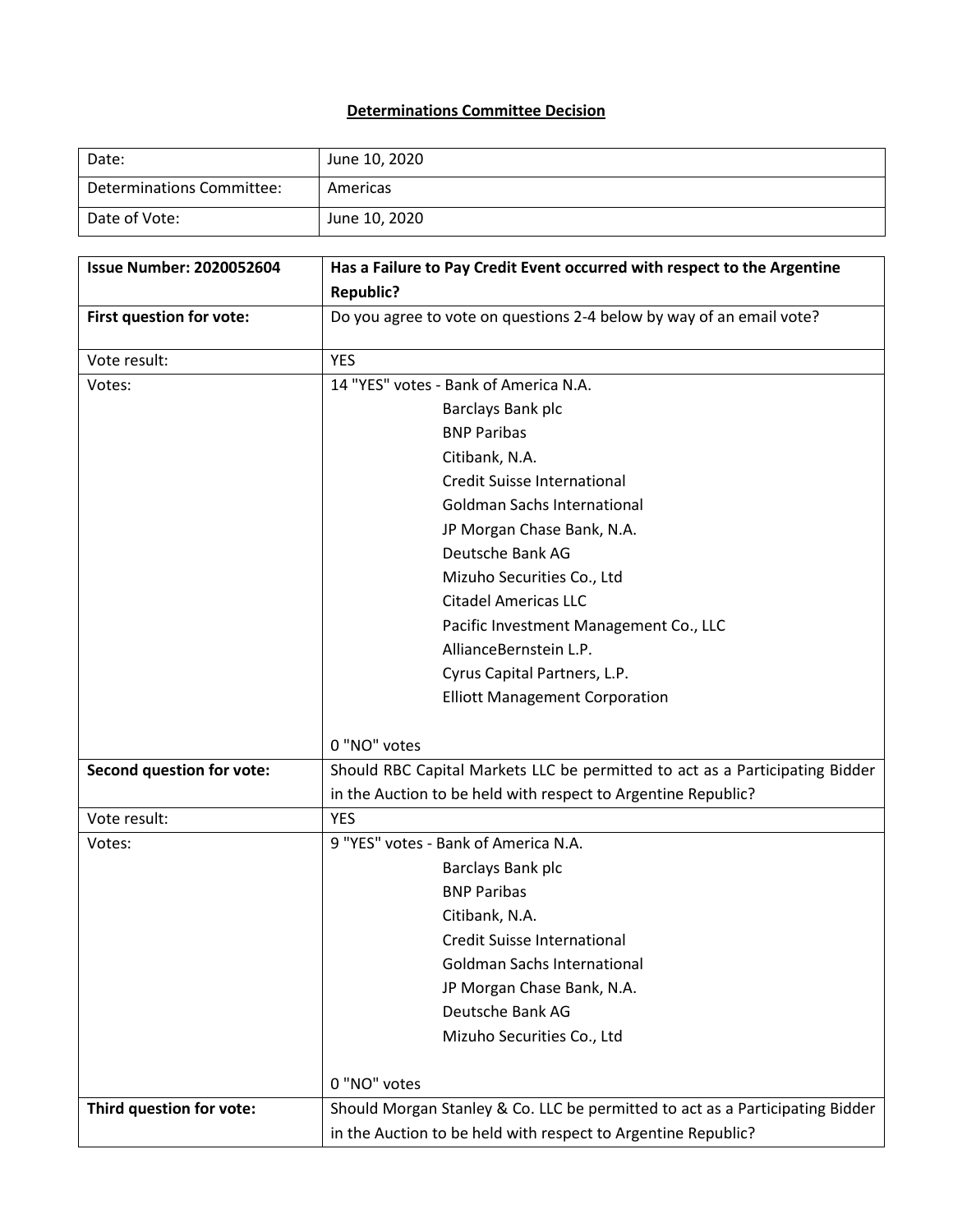**Determinations Committee Decision**

| Date: | June 10, 2020 |
| --- | --- |
| Determinations Committee: | Americas |
| Date of Vote: | June 10, 2020 |

| **Issue Number: 2020052604** | **Has a Failure to Pay Credit Event occurred with respect to the Argentine Republic?** |
| --- | --- |
| **First question for vote:** | Do you agree to vote on questions 2-4 below by way of an email vote? |
| Vote result: | YES |
| Votes: | 14 "YES" votes - Bank of America N.A.<br>Barclays Bank plc<br>BNP Paribas<br>Citibank, N.A.<br>Credit Suisse International<br>Goldman Sachs International<br>JP Morgan Chase Bank, N.A.<br>Deutsche Bank AG<br>Mizuho Securities Co., Ltd<br>Citadel Americas LLC<br>Pacific Investment Management Co., LLC<br>AllianceBernstein L.P.<br>Cyrus Capital Partners, L.P.<br>Elliott Management Corporation<br><br>0 "NO" votes |
| **Second question for vote:** | Should RBC Capital Markets LLC be permitted to act as a Participating Bidder in the Auction to be held with respect to Argentine Republic? |
| Vote result: | YES |
| Votes: | 9 "YES" votes - Bank of America N.A.<br>Barclays Bank plc<br>BNP Paribas<br>Citibank, N.A.<br>Credit Suisse International<br>Goldman Sachs International<br>JP Morgan Chase Bank, N.A.<br>Deutsche Bank AG<br>Mizuho Securities Co., Ltd<br><br>0 "NO" votes |
| **Third question for vote:** | Should Morgan Stanley & Co. LLC be permitted to act as a Participating Bidder in the Auction to be held with respect to Argentine Republic? |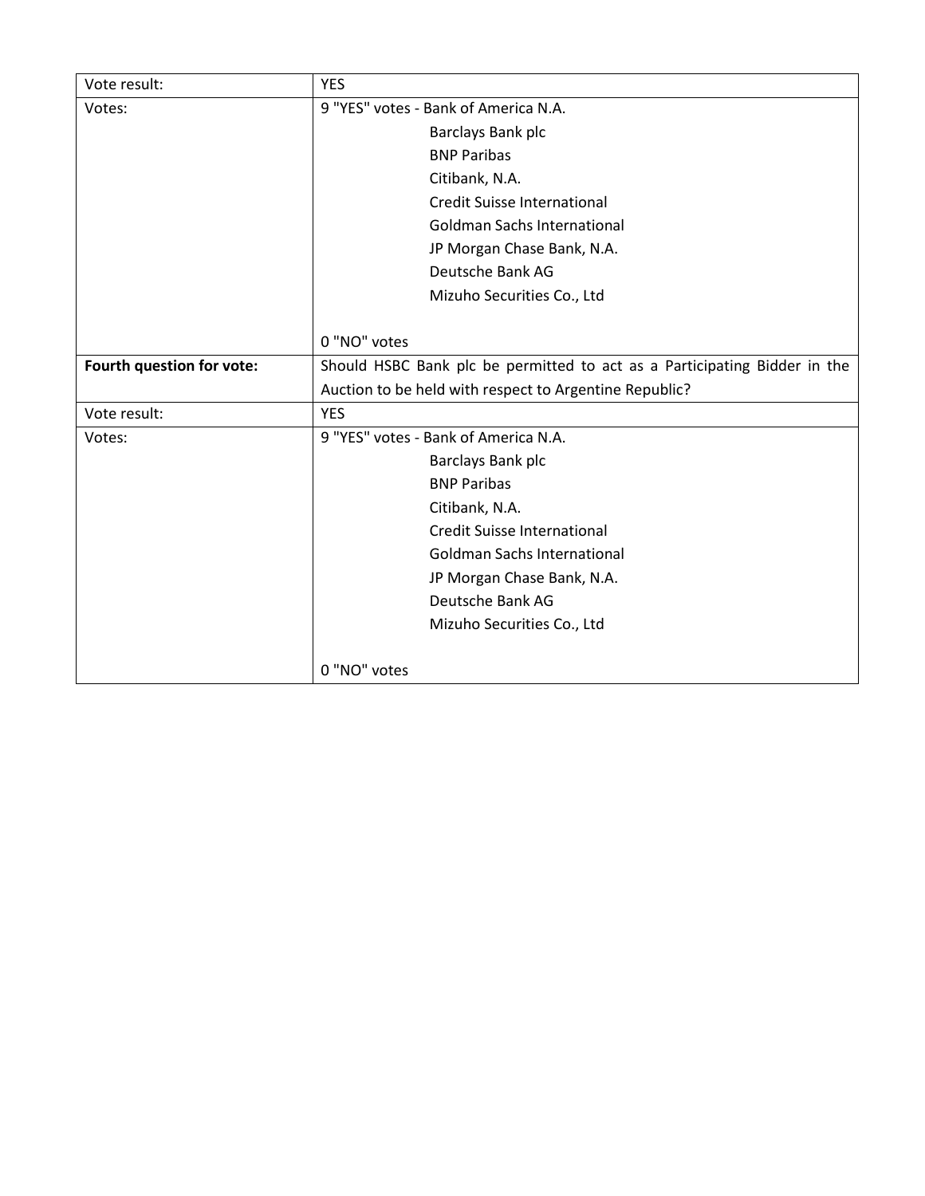| | |
|---|---|
| Vote result: | YES |
| Votes: | 9 "YES" votes - Bank of America N.A.<br>Barclays Bank plc<br>BNP Paribas<br>Citibank, N.A.<br>Credit Suisse International<br>Goldman Sachs International<br>JP Morgan Chase Bank, N.A.<br>Deutsche Bank AG<br>Mizuho Securities Co., Ltd<br><br>0 "NO" votes |
| **Fourth question for vote:** | Should HSBC Bank plc be permitted to act as a Participating Bidder in the Auction to be held with respect to Argentine Republic? |
| Vote result: | YES |
| Votes: | 9 "YES" votes - Bank of America N.A.<br>Barclays Bank plc<br>BNP Paribas<br>Citibank, N.A.<br>Credit Suisse International<br>Goldman Sachs International<br>JP Morgan Chase Bank, N.A.<br>Deutsche Bank AG<br>Mizuho Securities Co., Ltd<br><br>0 "NO" votes |